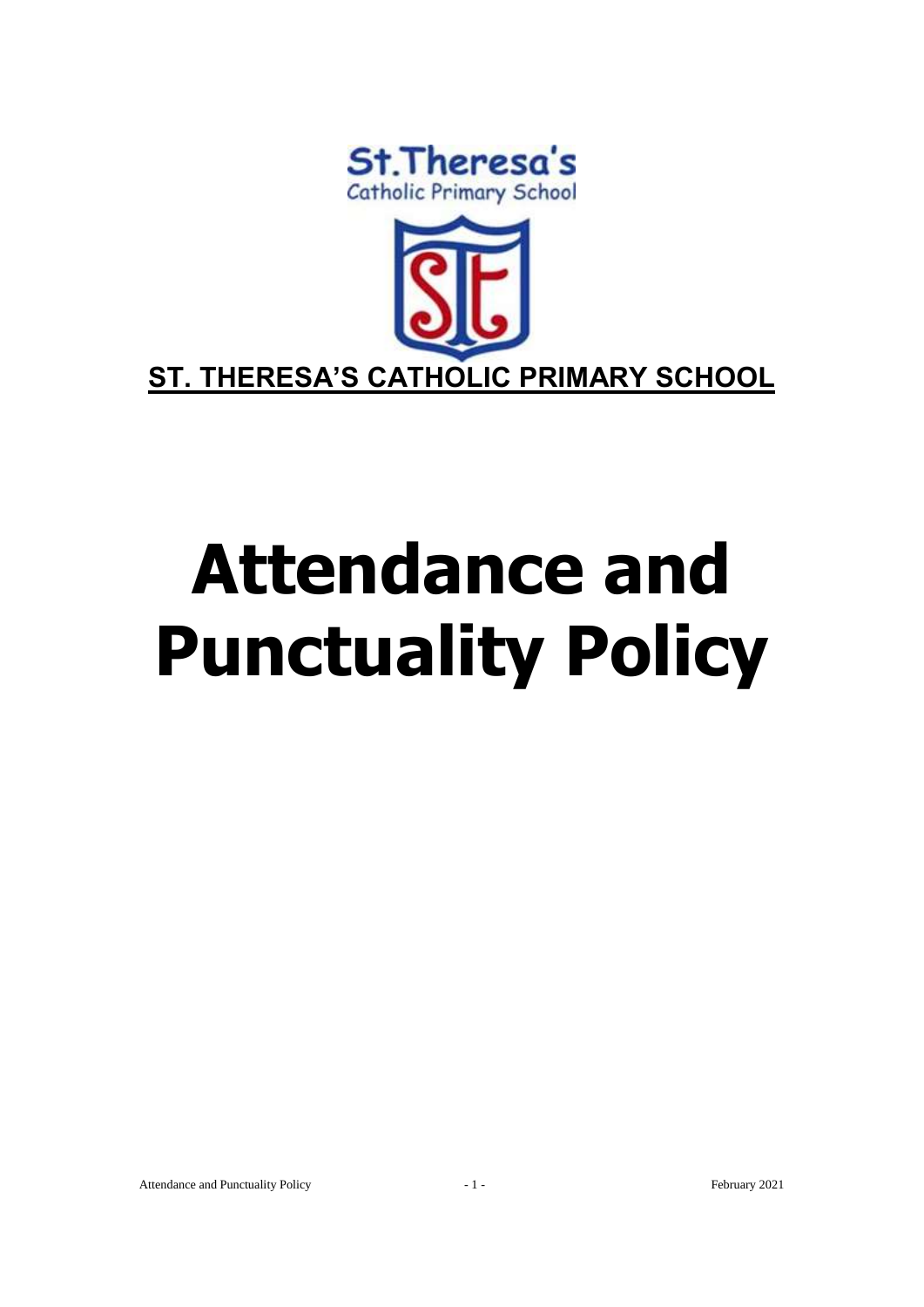St.Theresa's
Catholic Primary School

**ST. THERESA'S CATHOLIC PRIMARY SCHOOL**

# Attendance and Punctuality Policy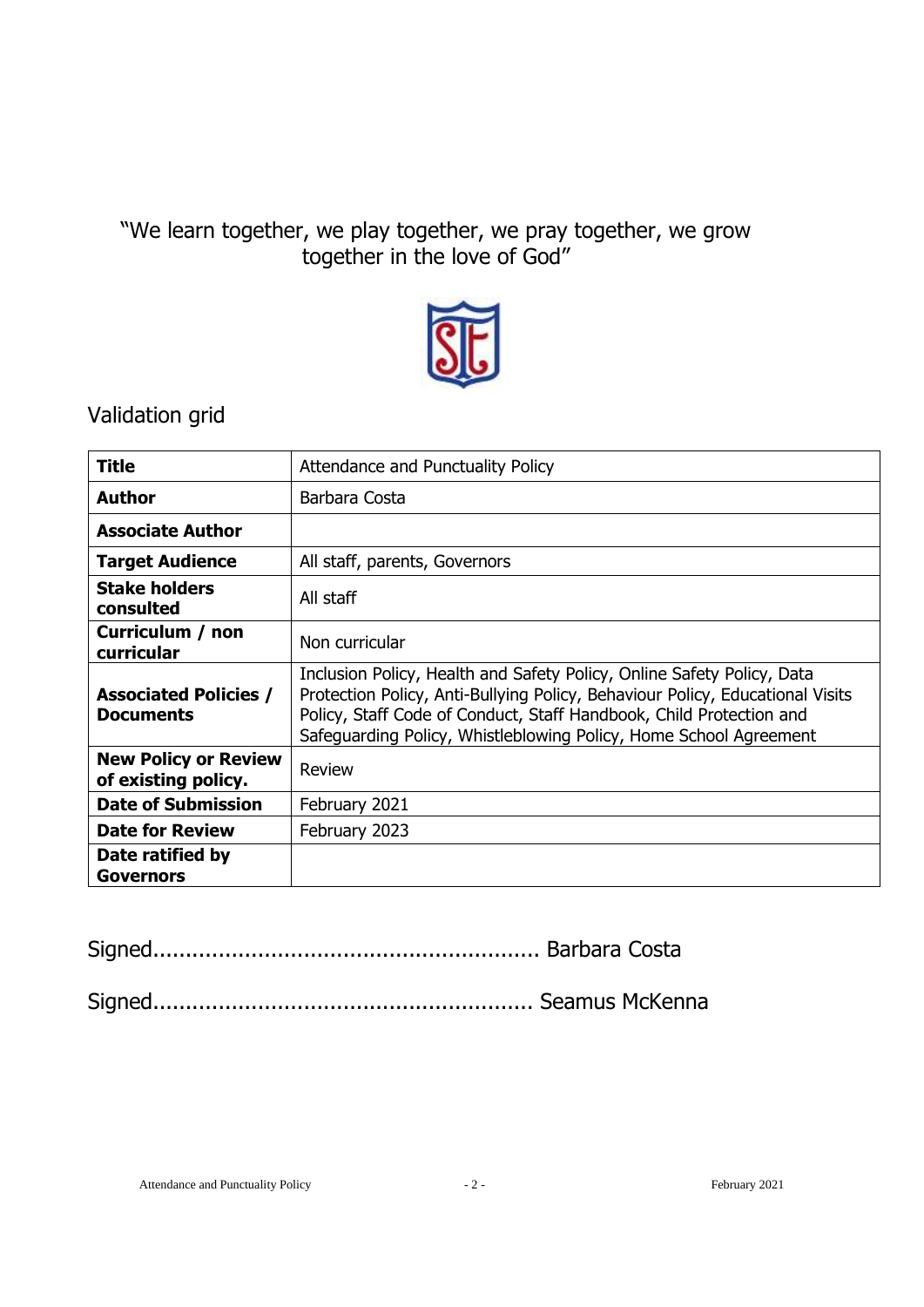"We learn together, we play together, we pray together, we grow together in the love of God"

Validation grid

| **Title** | Attendance and Punctuality Policy |
|---|---|
| **Author** | Barbara Costa |
| **Associate Author** | |
| **Target Audience** | All staff, parents, Governors |
| **Stake holders consulted** | All staff |
| **Curriculum / non curricular** | Non curricular |
| **Associated Policies / Documents** | Inclusion Policy, Health and Safety Policy, Online Safety Policy, Data Protection Policy, Anti-Bullying Policy, Behaviour Policy, Educational Visits Policy, Staff Code of Conduct, Staff Handbook, Child Protection and Safeguarding Policy, Whistleblowing Policy, Home School Agreement |
| **New Policy or Review of existing policy.** | Review |
| **Date of Submission** | February 2021 |
| **Date for Review** | February 2023 |
| **Date ratified by Governors** | |

Signed.......................................................... Barbara Costa

Signed......................................................... Seamus McKenna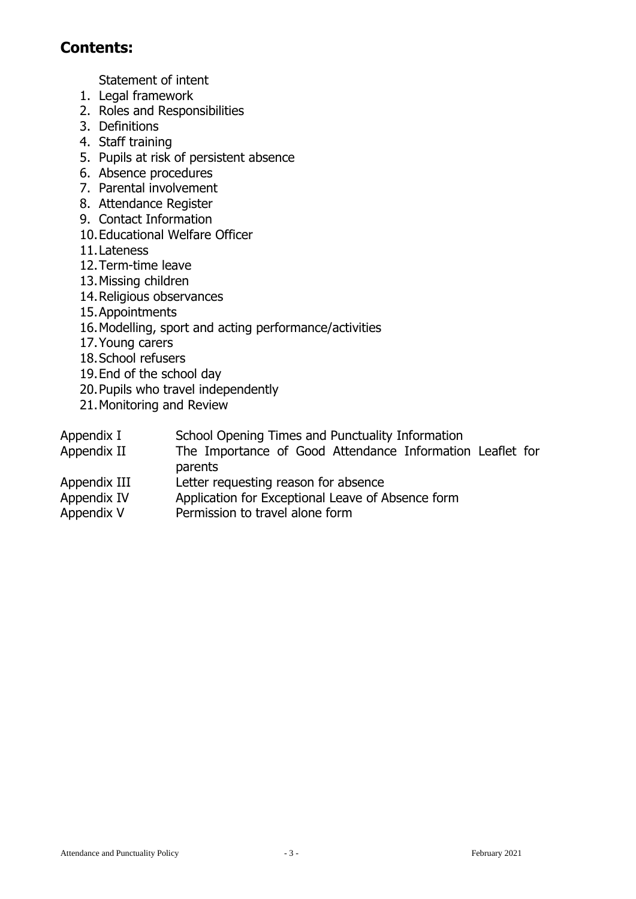## Contents:

Statement of intent

1. Legal framework
2. Roles and Responsibilities
3. Definitions
4. Staff training
5. Pupils at risk of persistent absence
6. Absence procedures
7. Parental involvement
8. Attendance Register
9. Contact Information
10. Educational Welfare Officer
11. Lateness
12. Term-time leave
13. Missing children
14. Religious observances
15. Appointments
16. Modelling, sport and acting performance/activities
17. Young carers
18. School refusers
19. End of the school day
20. Pupils who travel independently
21. Monitoring and Review

| | |
|---|---|
| Appendix I | School Opening Times and Punctuality Information |
| Appendix II | The Importance of Good Attendance Information Leaflet for parents |
| Appendix III | Letter requesting reason for absence |
| Appendix IV | Application for Exceptional Leave of Absence form |
| Appendix V | Permission to travel alone form |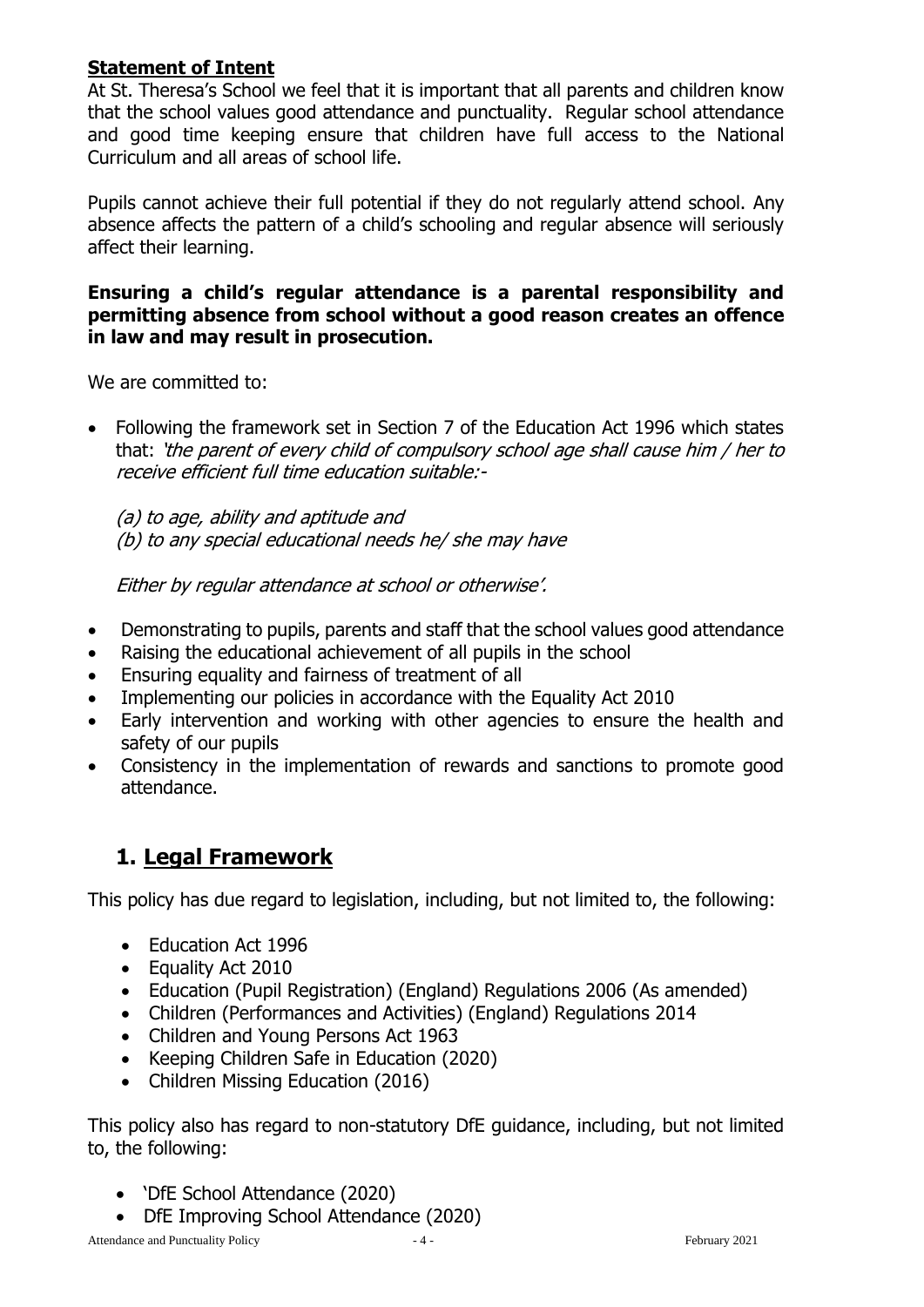**Statement of Intent**

At St. Theresa's School we feel that it is important that all parents and children know that the school values good attendance and punctuality. Regular school attendance and good time keeping ensure that children have full access to the National Curriculum and all areas of school life.

Pupils cannot achieve their full potential if they do not regularly attend school. Any absence affects the pattern of a child's schooling and regular absence will seriously affect their learning.

**Ensuring a child's regular attendance is a parental responsibility and permitting absence from school without a good reason creates an offence in law and may result in prosecution.**

We are committed to:

- Following the framework set in Section 7 of the Education Act 1996 which states that: *'the parent of every child of compulsory school age shall cause him / her to receive efficient full time education suitable:-*

  *(a) to age, ability and aptitude and*
  *(b) to any special educational needs he/ she may have*

  *Either by regular attendance at school or otherwise'.*

- Demonstrating to pupils, parents and staff that the school values good attendance
- Raising the educational achievement of all pupils in the school
- Ensuring equality and fairness of treatment of all
- Implementing our policies in accordance with the Equality Act 2010
- Early intervention and working with other agencies to ensure the health and safety of our pupils
- Consistency in the implementation of rewards and sanctions to promote good attendance.

## 1. Legal Framework

This policy has due regard to legislation, including, but not limited to, the following:

- Education Act 1996
- Equality Act 2010
- Education (Pupil Registration) (England) Regulations 2006 (As amended)
- Children (Performances and Activities) (England) Regulations 2014
- Children and Young Persons Act 1963
- Keeping Children Safe in Education (2020)
- Children Missing Education (2016)

This policy also has regard to non-statutory DfE guidance, including, but not limited to, the following:

- 'DfE School Attendance (2020)
- DfE Improving School Attendance (2020)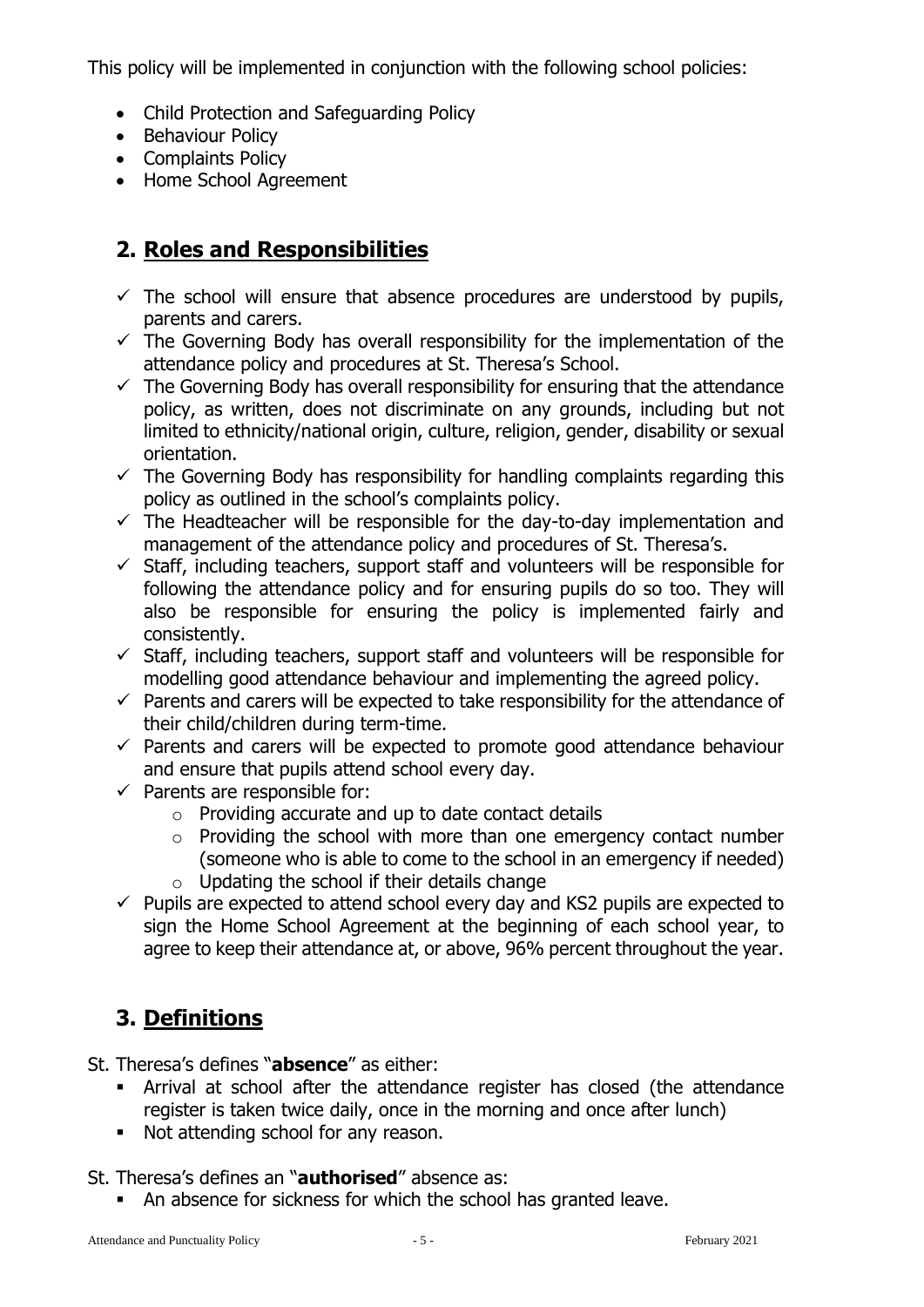This policy will be implemented in conjunction with the following school policies:

- Child Protection and Safeguarding Policy
- Behaviour Policy
- Complaints Policy
- Home School Agreement

## 2. Roles and Responsibilities

- ✓ The school will ensure that absence procedures are understood by pupils, parents and carers.
- ✓ The Governing Body has overall responsibility for the implementation of the attendance policy and procedures at St. Theresa's School.
- ✓ The Governing Body has overall responsibility for ensuring that the attendance policy, as written, does not discriminate on any grounds, including but not limited to ethnicity/national origin, culture, religion, gender, disability or sexual orientation.
- ✓ The Governing Body has responsibility for handling complaints regarding this policy as outlined in the school's complaints policy.
- ✓ The Headteacher will be responsible for the day-to-day implementation and management of the attendance policy and procedures of St. Theresa's.
- ✓ Staff, including teachers, support staff and volunteers will be responsible for following the attendance policy and for ensuring pupils do so too. They will also be responsible for ensuring the policy is implemented fairly and consistently.
- ✓ Staff, including teachers, support staff and volunteers will be responsible for modelling good attendance behaviour and implementing the agreed policy.
- ✓ Parents and carers will be expected to take responsibility for the attendance of their child/children during term-time.
- ✓ Parents and carers will be expected to promote good attendance behaviour and ensure that pupils attend school every day.
- ✓ Parents are responsible for:
  - Providing accurate and up to date contact details
  - Providing the school with more than one emergency contact number (someone who is able to come to the school in an emergency if needed)
  - Updating the school if their details change
- ✓ Pupils are expected to attend school every day and KS2 pupils are expected to sign the Home School Agreement at the beginning of each school year, to agree to keep their attendance at, or above, 96% percent throughout the year.

## 3. Definitions

St. Theresa's defines "**absence**" as either:

- Arrival at school after the attendance register has closed (the attendance register is taken twice daily, once in the morning and once after lunch)
- Not attending school for any reason.

St. Theresa's defines an "**authorised**" absence as:

- An absence for sickness for which the school has granted leave.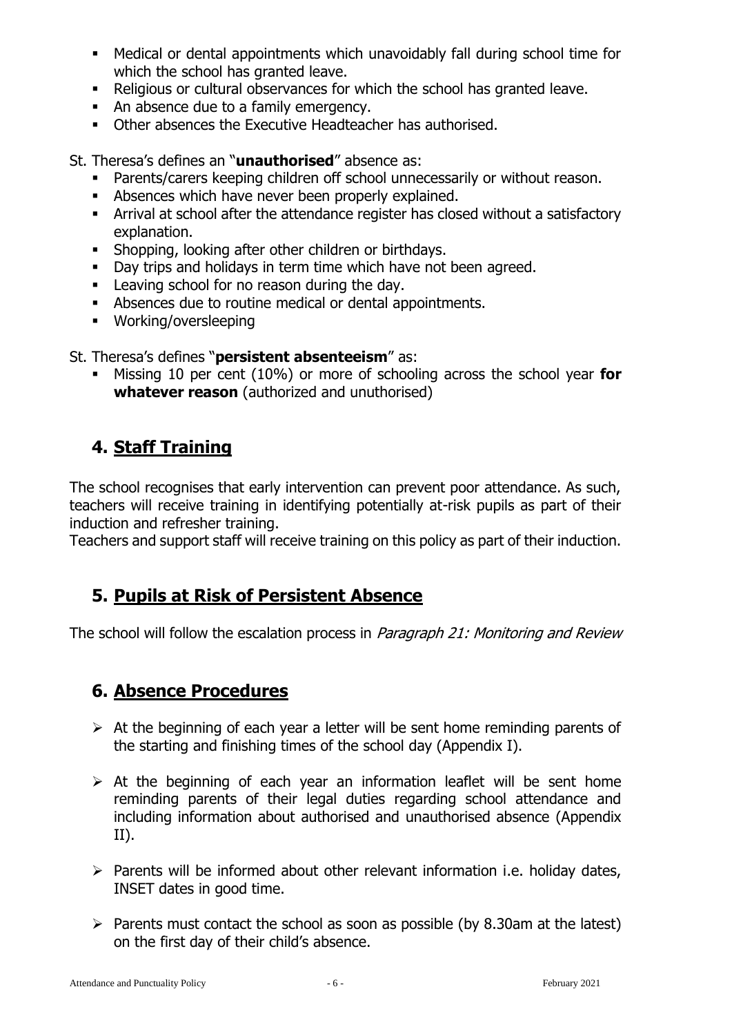- Medical or dental appointments which unavoidably fall during school time for which the school has granted leave.
- Religious or cultural observances for which the school has granted leave.
- An absence due to a family emergency.
- Other absences the Executive Headteacher has authorised.

St. Theresa's defines an "**unauthorised**" absence as:

- Parents/carers keeping children off school unnecessarily or without reason.
- Absences which have never been properly explained.
- Arrival at school after the attendance register has closed without a satisfactory explanation.
- Shopping, looking after other children or birthdays.
- Day trips and holidays in term time which have not been agreed.
- Leaving school for no reason during the day.
- Absences due to routine medical or dental appointments.
- Working/oversleeping

St. Theresa's defines "**persistent absenteeism**" as:

- Missing 10 per cent (10%) or more of schooling across the school year **for whatever reason** (authorized and unauthorised)

## 4. Staff Training

The school recognises that early intervention can prevent poor attendance. As such, teachers will receive training in identifying potentially at-risk pupils as part of their induction and refresher training.

Teachers and support staff will receive training on this policy as part of their induction.

## 5. Pupils at Risk of Persistent Absence

The school will follow the escalation process in *Paragraph 21: Monitoring and Review*

## 6. Absence Procedures

- At the beginning of each year a letter will be sent home reminding parents of the starting and finishing times of the school day (Appendix I).
- At the beginning of each year an information leaflet will be sent home reminding parents of their legal duties regarding school attendance and including information about authorised and unauthorised absence (Appendix II).
- Parents will be informed about other relevant information i.e. holiday dates, INSET dates in good time.
- Parents must contact the school as soon as possible (by 8.30am at the latest) on the first day of their child's absence.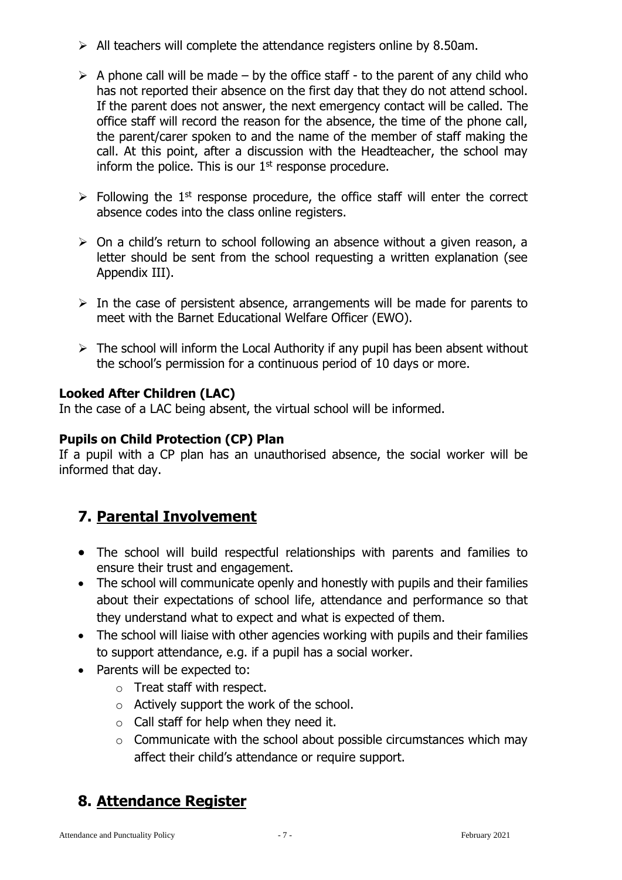- All teachers will complete the attendance registers online by 8.50am.
- A phone call will be made – by the office staff - to the parent of any child who has not reported their absence on the first day that they do not attend school. If the parent does not answer, the next emergency contact will be called. The office staff will record the reason for the absence, the time of the phone call, the parent/carer spoken to and the name of the member of staff making the call. At this point, after a discussion with the Headteacher, the school may inform the police. This is our 1st response procedure.
- Following the 1st response procedure, the office staff will enter the correct absence codes into the class online registers.
- On a child's return to school following an absence without a given reason, a letter should be sent from the school requesting a written explanation (see Appendix III).
- In the case of persistent absence, arrangements will be made for parents to meet with the Barnet Educational Welfare Officer (EWO).
- The school will inform the Local Authority if any pupil has been absent without the school's permission for a continuous period of 10 days or more.

**Looked After Children (LAC)**
In the case of a LAC being absent, the virtual school will be informed.

**Pupils on Child Protection (CP) Plan**
If a pupil with a CP plan has an unauthorised absence, the social worker will be informed that day.

## 7. Parental Involvement

- The school will build respectful relationships with parents and families to ensure their trust and engagement.
- The school will communicate openly and honestly with pupils and their families about their expectations of school life, attendance and performance so that they understand what to expect and what is expected of them.
- The school will liaise with other agencies working with pupils and their families to support attendance, e.g. if a pupil has a social worker.
- Parents will be expected to:
  - Treat staff with respect.
  - Actively support the work of the school.
  - Call staff for help when they need it.
  - Communicate with the school about possible circumstances which may affect their child's attendance or require support.

## 8. Attendance Register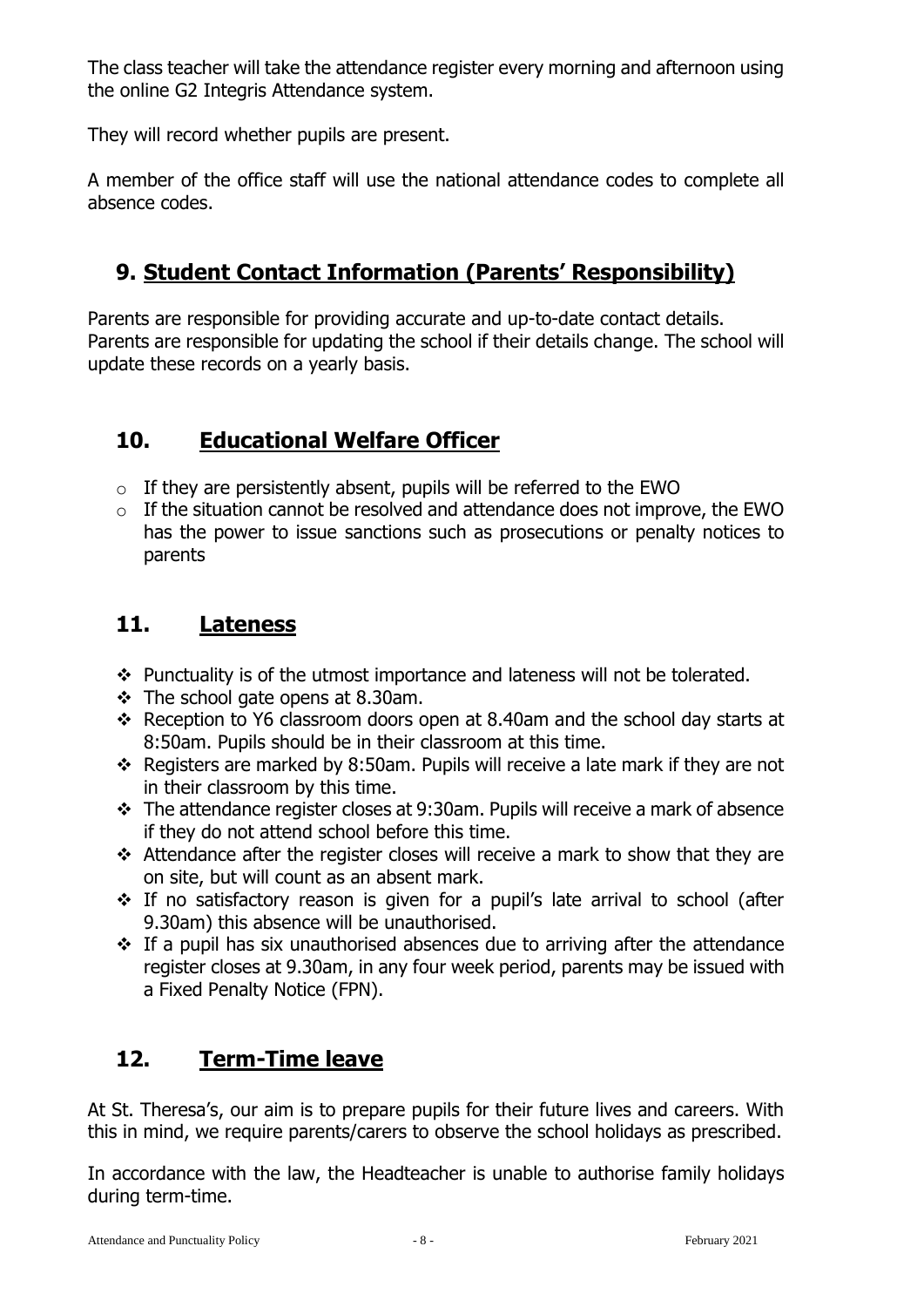The class teacher will take the attendance register every morning and afternoon using the online G2 Integris Attendance system.

They will record whether pupils are present.

A member of the office staff will use the national attendance codes to complete all absence codes.

## 9. Student Contact Information (Parents' Responsibility)

Parents are responsible for providing accurate and up-to-date contact details. Parents are responsible for updating the school if their details change. The school will update these records on a yearly basis.

## 10. Educational Welfare Officer

- If they are persistently absent, pupils will be referred to the EWO
- If the situation cannot be resolved and attendance does not improve, the EWO has the power to issue sanctions such as prosecutions or penalty notices to parents

## 11. Lateness

- Punctuality is of the utmost importance and lateness will not be tolerated.
- The school gate opens at 8.30am.
- Reception to Y6 classroom doors open at 8.40am and the school day starts at 8:50am. Pupils should be in their classroom at this time.
- Registers are marked by 8:50am. Pupils will receive a late mark if they are not in their classroom by this time.
- The attendance register closes at 9:30am. Pupils will receive a mark of absence if they do not attend school before this time.
- Attendance after the register closes will receive a mark to show that they are on site, but will count as an absent mark.
- If no satisfactory reason is given for a pupil's late arrival to school (after 9.30am) this absence will be unauthorised.
- If a pupil has six unauthorised absences due to arriving after the attendance register closes at 9.30am, in any four week period, parents may be issued with a Fixed Penalty Notice (FPN).

## 12. Term-Time leave

At St. Theresa's, our aim is to prepare pupils for their future lives and careers. With this in mind, we require parents/carers to observe the school holidays as prescribed.

In accordance with the law, the Headteacher is unable to authorise family holidays during term-time.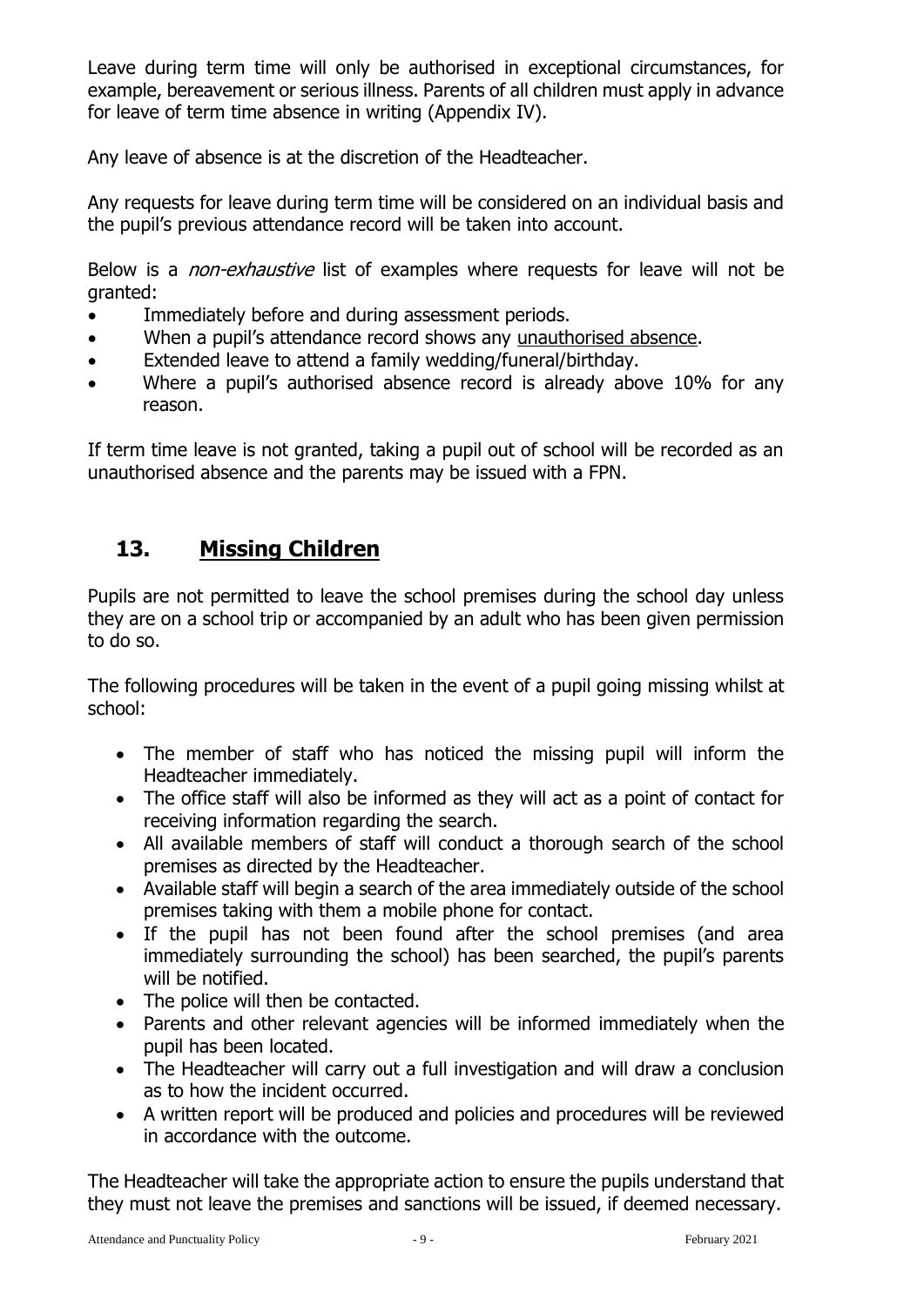Leave during term time will only be authorised in exceptional circumstances, for example, bereavement or serious illness. Parents of all children must apply in advance for leave of term time absence in writing (Appendix IV).

Any leave of absence is at the discretion of the Headteacher.

Any requests for leave during term time will be considered on an individual basis and the pupil's previous attendance record will be taken into account.

Below is a *non-exhaustive* list of examples where requests for leave will not be granted:

- Immediately before and during assessment periods.
- When a pupil's attendance record shows any <u>unauthorised absence</u>.
- Extended leave to attend a family wedding/funeral/birthday.
- Where a pupil's authorised absence record is already above 10% for any reason.

If term time leave is not granted, taking a pupil out of school will be recorded as an unauthorised absence and the parents may be issued with a FPN.

## 13. <u>Missing Children</u>

Pupils are not permitted to leave the school premises during the school day unless they are on a school trip or accompanied by an adult who has been given permission to do so.

The following procedures will be taken in the event of a pupil going missing whilst at school:

- The member of staff who has noticed the missing pupil will inform the Headteacher immediately.
- The office staff will also be informed as they will act as a point of contact for receiving information regarding the search.
- All available members of staff will conduct a thorough search of the school premises as directed by the Headteacher.
- Available staff will begin a search of the area immediately outside of the school premises taking with them a mobile phone for contact.
- If the pupil has not been found after the school premises (and area immediately surrounding the school) has been searched, the pupil's parents will be notified.
- The police will then be contacted.
- Parents and other relevant agencies will be informed immediately when the pupil has been located.
- The Headteacher will carry out a full investigation and will draw a conclusion as to how the incident occurred.
- A written report will be produced and policies and procedures will be reviewed in accordance with the outcome.

The Headteacher will take the appropriate action to ensure the pupils understand that they must not leave the premises and sanctions will be issued, if deemed necessary.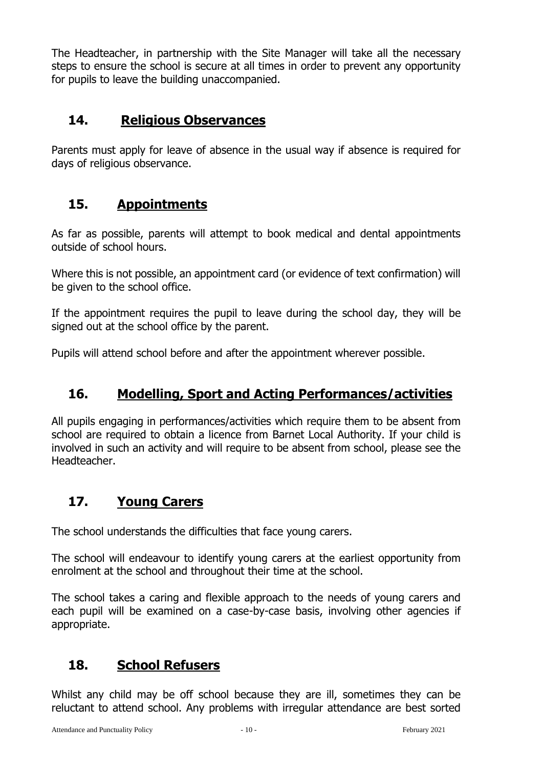The Headteacher, in partnership with the Site Manager will take all the necessary steps to ensure the school is secure at all times in order to prevent any opportunity for pupils to leave the building unaccompanied.

## 14. Religious Observances

Parents must apply for leave of absence in the usual way if absence is required for days of religious observance.

## 15. Appointments

As far as possible, parents will attempt to book medical and dental appointments outside of school hours.

Where this is not possible, an appointment card (or evidence of text confirmation) will be given to the school office.

If the appointment requires the pupil to leave during the school day, they will be signed out at the school office by the parent.

Pupils will attend school before and after the appointment wherever possible.

## 16. Modelling, Sport and Acting Performances/activities

All pupils engaging in performances/activities which require them to be absent from school are required to obtain a licence from Barnet Local Authority. If your child is involved in such an activity and will require to be absent from school, please see the Headteacher.

## 17. Young Carers

The school understands the difficulties that face young carers.

The school will endeavour to identify young carers at the earliest opportunity from enrolment at the school and throughout their time at the school.

The school takes a caring and flexible approach to the needs of young carers and each pupil will be examined on a case-by-case basis, involving other agencies if appropriate.

## 18. School Refusers

Whilst any child may be off school because they are ill, sometimes they can be reluctant to attend school. Any problems with irregular attendance are best sorted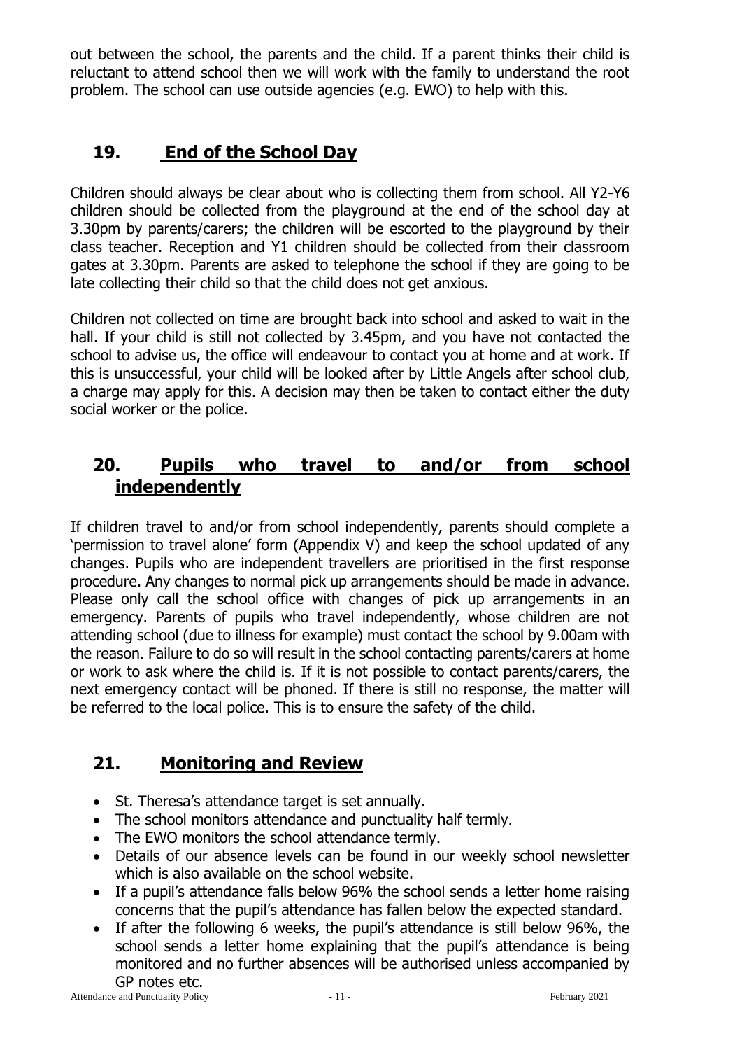out between the school, the parents and the child. If a parent thinks their child is reluctant to attend school then we will work with the family to understand the root problem. The school can use outside agencies (e.g. EWO) to help with this.

## 19. End of the School Day

Children should always be clear about who is collecting them from school. All Y2-Y6 children should be collected from the playground at the end of the school day at 3.30pm by parents/carers; the children will be escorted to the playground by their class teacher. Reception and Y1 children should be collected from their classroom gates at 3.30pm. Parents are asked to telephone the school if they are going to be late collecting their child so that the child does not get anxious.

Children not collected on time are brought back into school and asked to wait in the hall. If your child is still not collected by 3.45pm, and you have not contacted the school to advise us, the office will endeavour to contact you at home and at work. If this is unsuccessful, your child will be looked after by Little Angels after school club, a charge may apply for this. A decision may then be taken to contact either the duty social worker or the police.

## 20. Pupils who travel to and/or from school independently

If children travel to and/or from school independently, parents should complete a 'permission to travel alone' form (Appendix V) and keep the school updated of any changes. Pupils who are independent travellers are prioritised in the first response procedure. Any changes to normal pick up arrangements should be made in advance. Please only call the school office with changes of pick up arrangements in an emergency. Parents of pupils who travel independently, whose children are not attending school (due to illness for example) must contact the school by 9.00am with the reason. Failure to do so will result in the school contacting parents/carers at home or work to ask where the child is. If it is not possible to contact parents/carers, the next emergency contact will be phoned. If there is still no response, the matter will be referred to the local police. This is to ensure the safety of the child.

## 21. Monitoring and Review

- St. Theresa's attendance target is set annually.
- The school monitors attendance and punctuality half termly.
- The EWO monitors the school attendance termly.
- Details of our absence levels can be found in our weekly school newsletter which is also available on the school website.
- If a pupil's attendance falls below 96% the school sends a letter home raising concerns that the pupil's attendance has fallen below the expected standard.
- If after the following 6 weeks, the pupil's attendance is still below 96%, the school sends a letter home explaining that the pupil's attendance is being monitored and no further absences will be authorised unless accompanied by GP notes etc.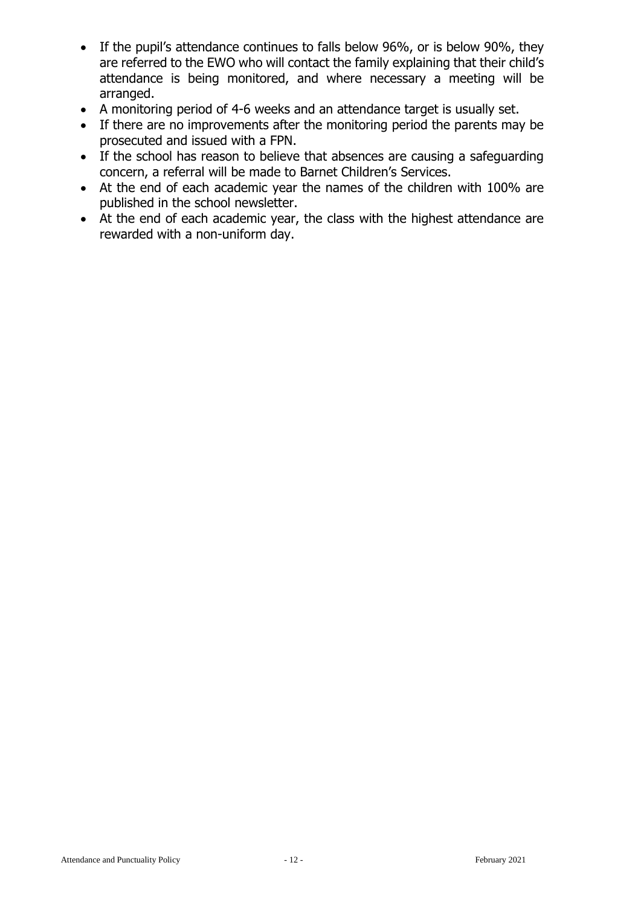- If the pupil's attendance continues to falls below 96%, or is below 90%, they are referred to the EWO who will contact the family explaining that their child's attendance is being monitored, and where necessary a meeting will be arranged.
- A monitoring period of 4-6 weeks and an attendance target is usually set.
- If there are no improvements after the monitoring period the parents may be prosecuted and issued with a FPN.
- If the school has reason to believe that absences are causing a safeguarding concern, a referral will be made to Barnet Children's Services.
- At the end of each academic year the names of the children with 100% are published in the school newsletter.
- At the end of each academic year, the class with the highest attendance are rewarded with a non-uniform day.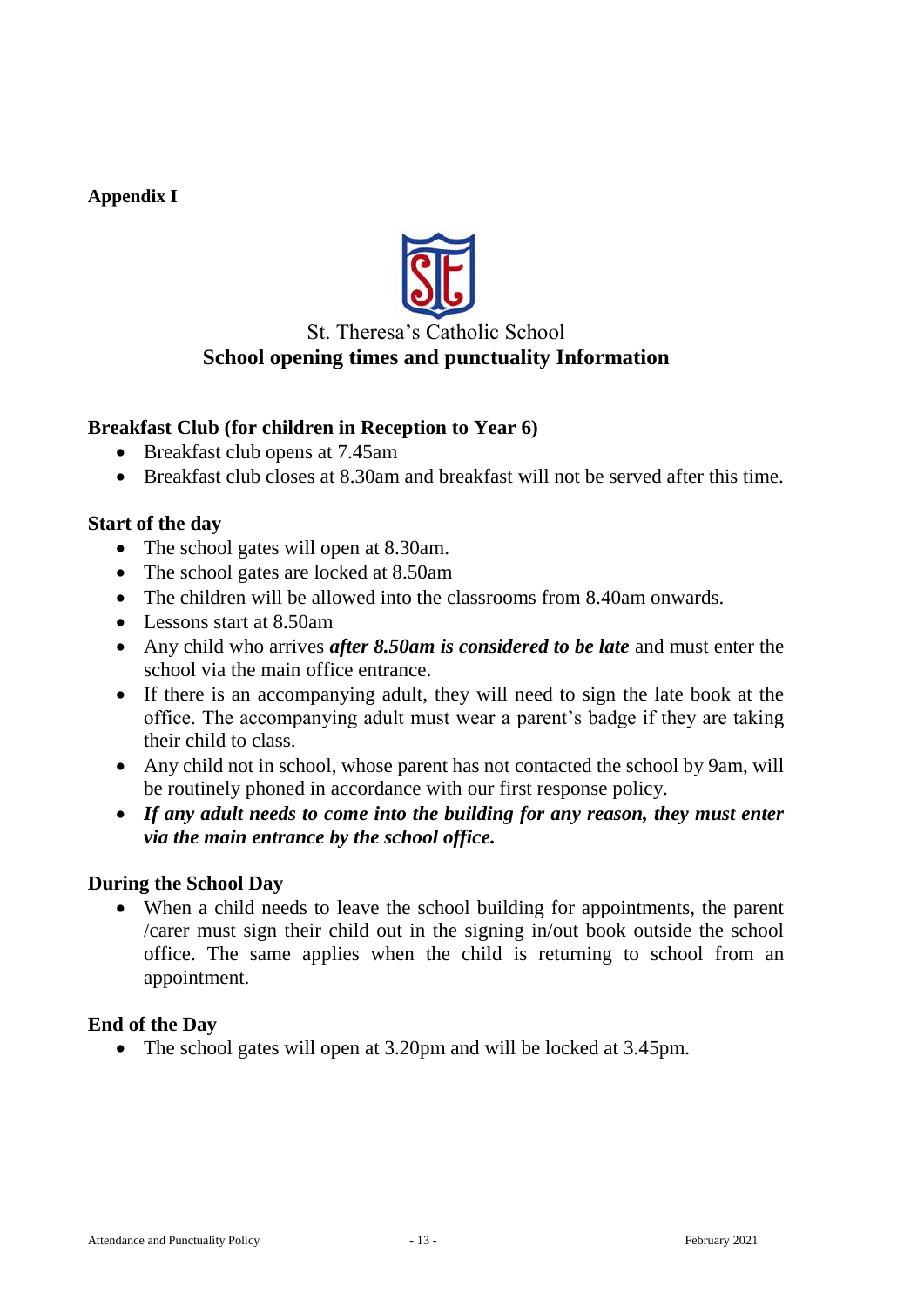**Appendix I**

St. Theresa's Catholic School

## School opening times and punctuality Information

### Breakfast Club (for children in Reception to Year 6)

- Breakfast club opens at 7.45am
- Breakfast club closes at 8.30am and breakfast will not be served after this time.

### Start of the day

- The school gates will open at 8.30am.
- The school gates are locked at 8.50am
- The children will be allowed into the classrooms from 8.40am onwards.
- Lessons start at 8.50am
- Any child who arrives ***after 8.50am is considered to be late*** and must enter the school via the main office entrance.
- If there is an accompanying adult, they will need to sign the late book at the office. The accompanying adult must wear a parent's badge if they are taking their child to class.
- Any child not in school, whose parent has not contacted the school by 9am, will be routinely phoned in accordance with our first response policy.
- ***If any adult needs to come into the building for any reason, they must enter via the main entrance by the school office.***

### During the School Day

- When a child needs to leave the school building for appointments, the parent /carer must sign their child out in the signing in/out book outside the school office. The same applies when the child is returning to school from an appointment.

### End of the Day

- The school gates will open at 3.20pm and will be locked at 3.45pm.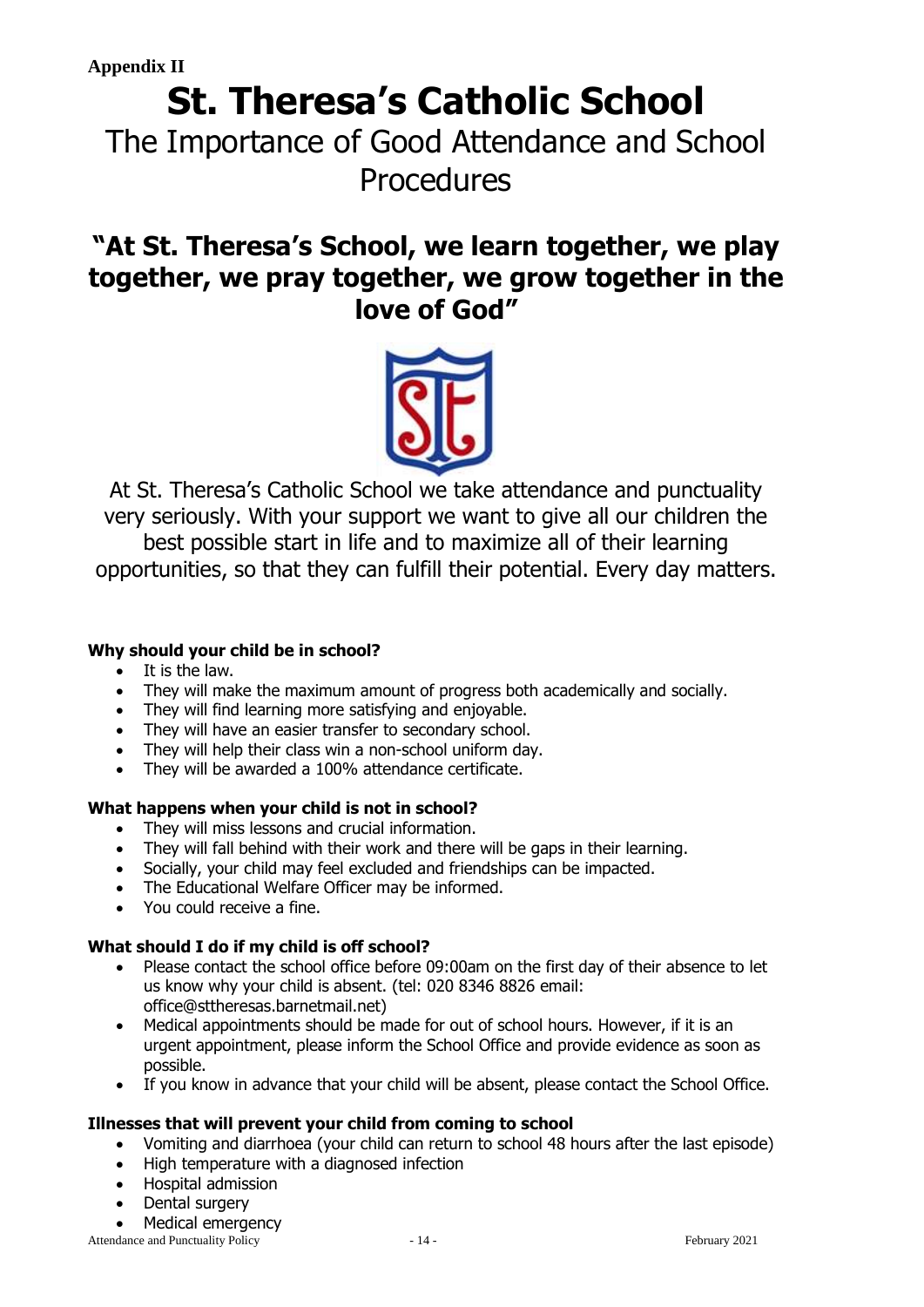**Appendix II**

# St. Theresa's Catholic School

## The Importance of Good Attendance and School Procedures

## "At St. Theresa's School, we learn together, we play together, we pray together, we grow together in the love of God"

At St. Theresa's Catholic School we take attendance and punctuality very seriously. With your support we want to give all our children the best possible start in life and to maximize all of their learning opportunities, so that they can fulfill their potential. Every day matters.

**Why should your child be in school?**

- It is the law.
- They will make the maximum amount of progress both academically and socially.
- They will find learning more satisfying and enjoyable.
- They will have an easier transfer to secondary school.
- They will help their class win a non-school uniform day.
- They will be awarded a 100% attendance certificate.

**What happens when your child is not in school?**

- They will miss lessons and crucial information.
- They will fall behind with their work and there will be gaps in their learning.
- Socially, your child may feel excluded and friendships can be impacted.
- The Educational Welfare Officer may be informed.
- You could receive a fine.

**What should I do if my child is off school?**

- Please contact the school office before 09:00am on the first day of their absence to let us know why your child is absent. (tel: 020 8346 8826 email: office@sttheresas.barnetmail.net)
- Medical appointments should be made for out of school hours. However, if it is an urgent appointment, please inform the School Office and provide evidence as soon as possible.
- If you know in advance that your child will be absent, please contact the School Office.

**Illnesses that will prevent your child from coming to school**

- Vomiting and diarrhoea (your child can return to school 48 hours after the last episode)
- High temperature with a diagnosed infection
- Hospital admission
- Dental surgery
- Medical emergency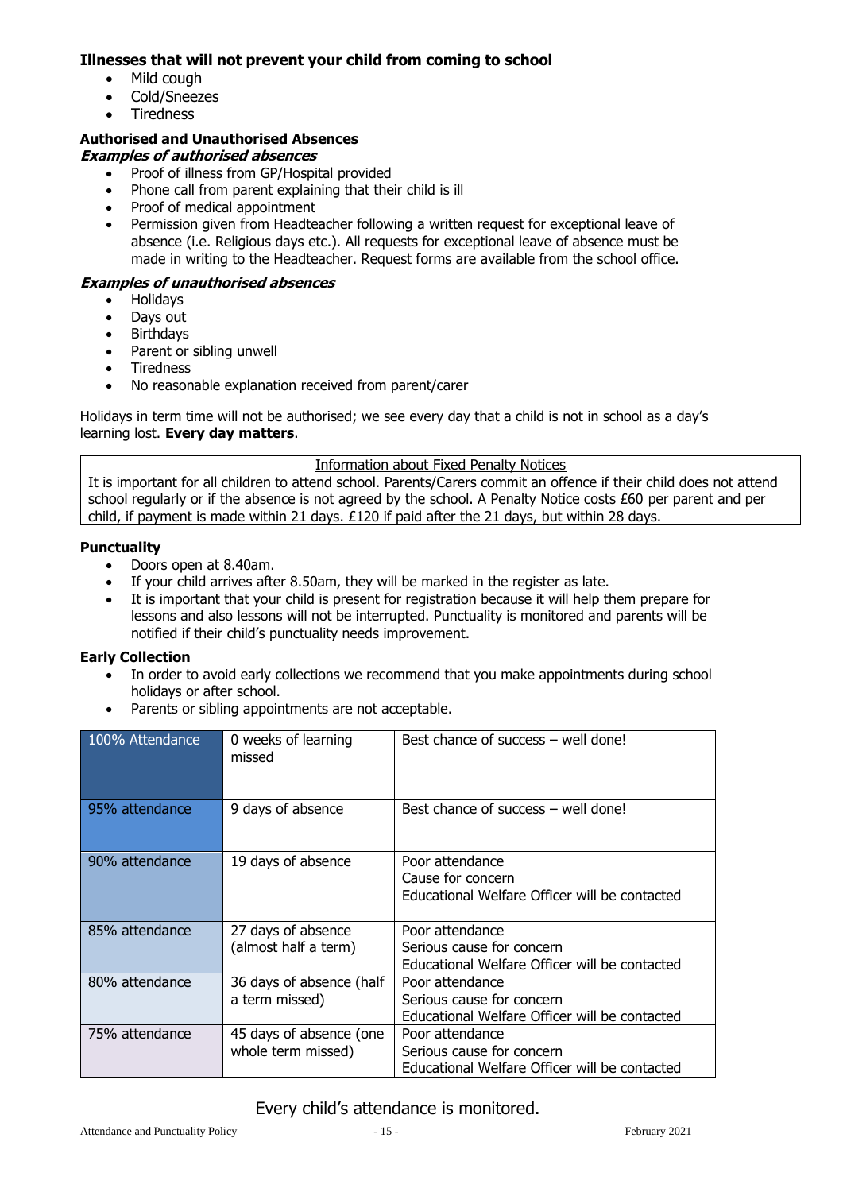### Illnesses that will not prevent your child from coming to school

- Mild cough
- Cold/Sneezes
- Tiredness

### Authorised and Unauthorised Absences

***Examples of authorised absences***

- Proof of illness from GP/Hospital provided
- Phone call from parent explaining that their child is ill
- Proof of medical appointment
- Permission given from Headteacher following a written request for exceptional leave of absence (i.e. Religious days etc.). All requests for exceptional leave of absence must be made in writing to the Headteacher. Request forms are available from the school office.

***Examples of unauthorised absences***

- Holidays
- Days out
- Birthdays
- Parent or sibling unwell
- Tiredness
- No reasonable explanation received from parent/carer

Holidays in term time will not be authorised; we see every day that a child is not in school as a day's learning lost. **Every day matters**.

> <u>Information about Fixed Penalty Notices</u>
>
> It is important for all children to attend school. Parents/Carers commit an offence if their child does not attend school regularly or if the absence is not agreed by the school. A Penalty Notice costs £60 per parent and per child, if payment is made within 21 days. £120 if paid after the 21 days, but within 28 days.

### Punctuality

- Doors open at 8.40am.
- If your child arrives after 8.50am, they will be marked in the register as late.
- It is important that your child is present for registration because it will help them prepare for lessons and also lessons will not be interrupted. Punctuality is monitored and parents will be notified if their child's punctuality needs improvement.

### Early Collection

- In order to avoid early collections we recommend that you make appointments during school holidays or after school.
- Parents or sibling appointments are not acceptable.

| 100% Attendance | 0 weeks of learning missed | Best chance of success – well done! |
|---|---|---|
| 95% attendance | 9 days of absence | Best chance of success – well done! |
| 90% attendance | 19 days of absence | Poor attendance<br>Cause for concern<br>Educational Welfare Officer will be contacted |
| 85% attendance | 27 days of absence (almost half a term) | Poor attendance<br>Serious cause for concern<br>Educational Welfare Officer will be contacted |
| 80% attendance | 36 days of absence (half a term missed) | Poor attendance<br>Serious cause for concern<br>Educational Welfare Officer will be contacted |
| 75% attendance | 45 days of absence (one whole term missed) | Poor attendance<br>Serious cause for concern<br>Educational Welfare Officer will be contacted |

Every child's attendance is monitored.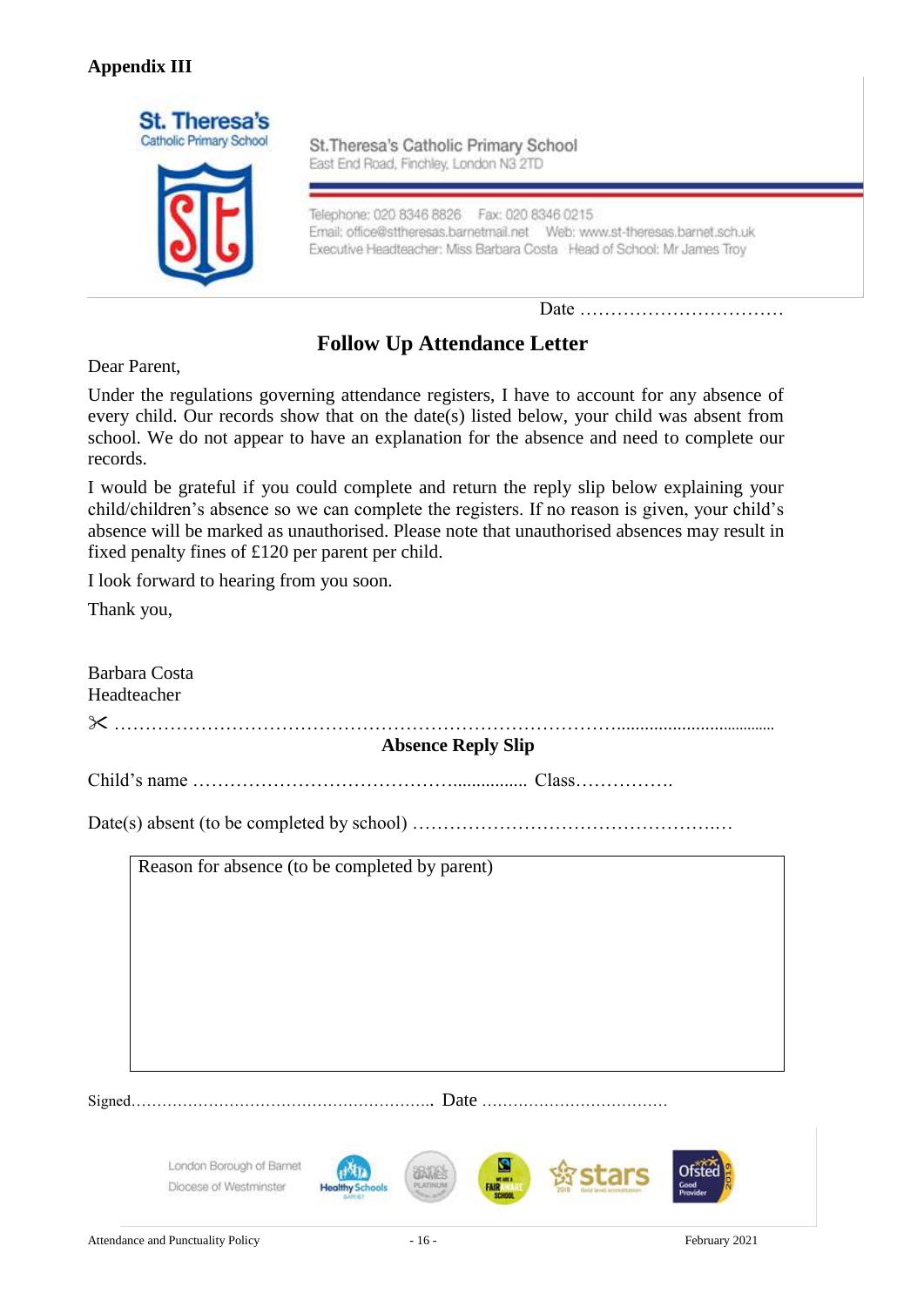**Appendix III**

St. Theresa's
Catholic Primary School

St.Theresa's Catholic Primary School
East End Road, Finchley, London N3 2TD

Telephone: 020 8346 8826 Fax: 020 8346 0215
Email: office@sttheresas.barnetmail.net Web: www.st-theresas.barnet.sch.uk
Executive Headteacher: Miss Barbara Costa Head of School: Mr James Troy

Date ……………………………

## Follow Up Attendance Letter

Dear Parent,

Under the regulations governing attendance registers, I have to account for any absence of every child. Our records show that on the date(s) listed below, your child was absent from school. We do not appear to have an explanation for the absence and need to complete our records.

I would be grateful if you could complete and return the reply slip below explaining your child/children's absence so we can complete the registers. If no reason is given, your child's absence will be marked as unauthorised. Please note that unauthorised absences may result in fixed penalty fines of £120 per parent per child.

I look forward to hearing from you soon.

Thank you,

Barbara Costa
Headteacher

✂ ……………………………………………………………………………………………………

**Absence Reply Slip**

Child's name ……………………………………………… Class…………….

Date(s) absent (to be completed by school) …………………………………………….

| Reason for absence (to be completed by parent) |
|---|
| |

Signed………………………………………………….. Date ………………………………

London Borough of Barnet
Diocese of Westminster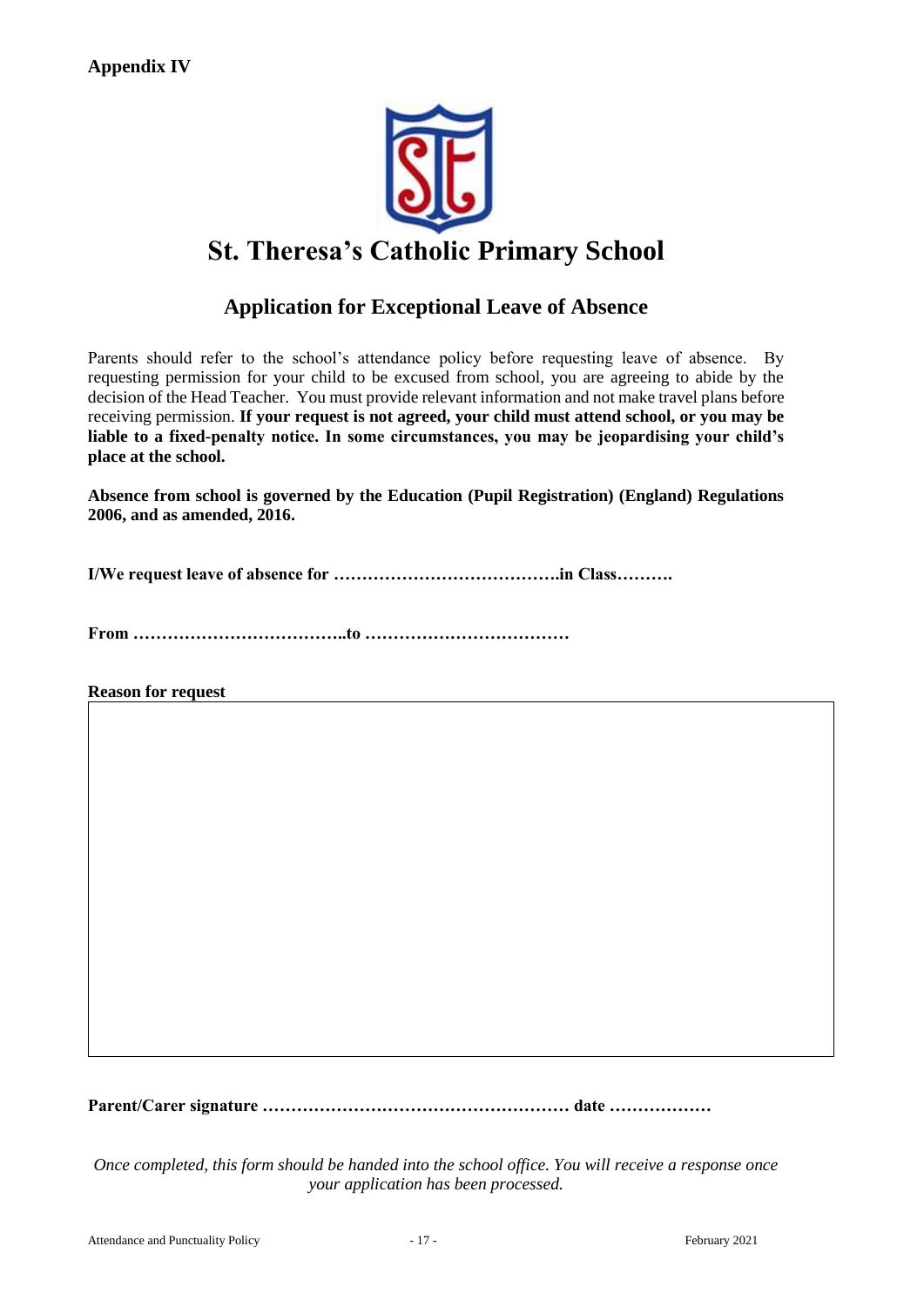**Appendix IV**

# St. Theresa's Catholic Primary School

## Application for Exceptional Leave of Absence

Parents should refer to the school's attendance policy before requesting leave of absence. By requesting permission for your child to be excused from school, you are agreeing to abide by the decision of the Head Teacher. You must provide relevant information and not make travel plans before receiving permission. **If your request is not agreed, your child must attend school, or you may be liable to a fixed-penalty notice. In some circumstances, you may be jeopardising your child's place at the school.**

**Absence from school is governed by the Education (Pupil Registration) (England) Regulations 2006, and as amended, 2016.**

**I/We request leave of absence for ………………………………….in Class……….**

**From ………………………………..to ………………………………**

**Reason for request**

**Parent/Carer signature ……………………………………………… date ………………**

*Once completed, this form should be handed into the school office. You will receive a response once your application has been processed.*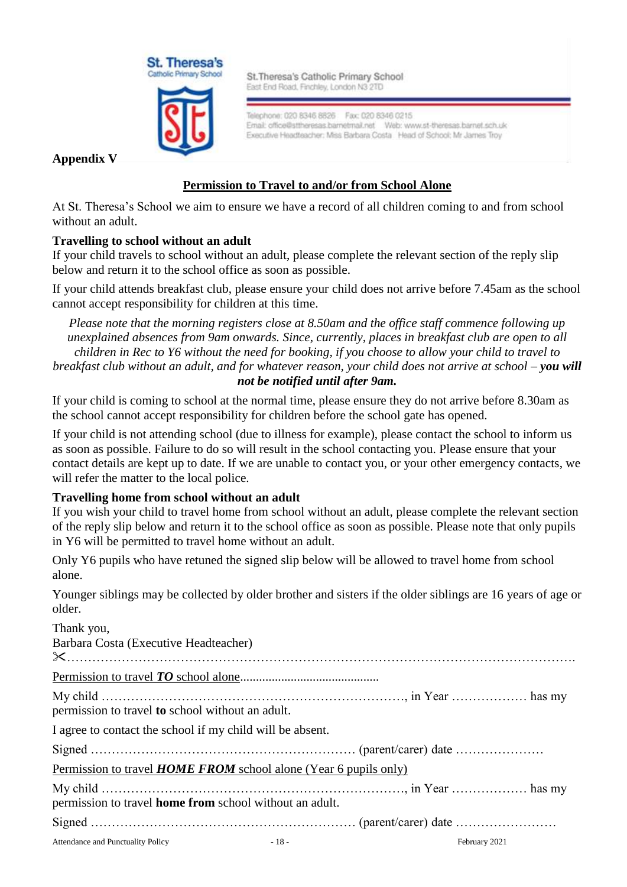St. Theresa's
Catholic Primary School

St.Theresa's Catholic Primary School
East End Road, Finchley, London N3 2TD

Telephone: 020 8346 8826 Fax: 020 8346 0215
Email: office@sttheresas.barnetmail.net Web: www.st-theresas.barnet.sch.uk
Executive Headteacher: Miss Barbara Costa Head of School: Mr James Troy

**Appendix V**

## Permission to Travel to and/or from School Alone

At St. Theresa's School we aim to ensure we have a record of all children coming to and from school without an adult.

**Travelling to school without an adult**

If your child travels to school without an adult, please complete the relevant section of the reply slip below and return it to the school office as soon as possible.

If your child attends breakfast club, please ensure your child does not arrive before 7.45am as the school cannot accept responsibility for children at this time.

*Please note that the morning registers close at 8.50am and the office staff commence following up unexplained absences from 9am onwards. Since, currently, places in breakfast club are open to all children in Rec to Y6 without the need for booking, if you choose to allow your child to travel to breakfast club without an adult, for whatever reason, your child does not arrive at school –* ***you will not be notified until after 9am.***

If your child is coming to school at the normal time, please ensure they do not arrive before 8.30am as the school cannot accept responsibility for children before the school gate has opened.

If your child is not attending school (due to illness for example), please contact the school to inform us as soon as possible. Failure to do so will result in the school contacting you. Please ensure that your contact details are kept up to date. If we are unable to contact you, or your other emergency contacts, we will refer the matter to the local police.

**Travelling home from school without an adult**

If you wish your child to travel home from school without an adult, please complete the relevant section of the reply slip below and return it to the school office as soon as possible. Please note that only pupils in Y6 will be permitted to travel home without an adult.

Only Y6 pupils who have retuned the signed slip below will be allowed to travel home from school alone.

Younger siblings may be collected by older brother and sisters if the older siblings are 16 years of age or older.

Thank you,
Barbara Costa (Executive Headteacher)

✂…………………………………………………………………………………………………………

Permission to travel ***TO*** school alone............................................

My child ……………………………………………………………, in Year ……………… has my permission to travel **to** school without an adult.

I agree to contact the school if my child will be absent.

Signed ……………………………………………………… (parent/carer) date …………………

Permission to travel ***HOME FROM*** school alone (Year 6 pupils only)

My child ……………………………………………………………, in Year ……………… has my permission to travel **home from** school without an adult.

Signed ……………………………………………………… (parent/carer) date ……………………